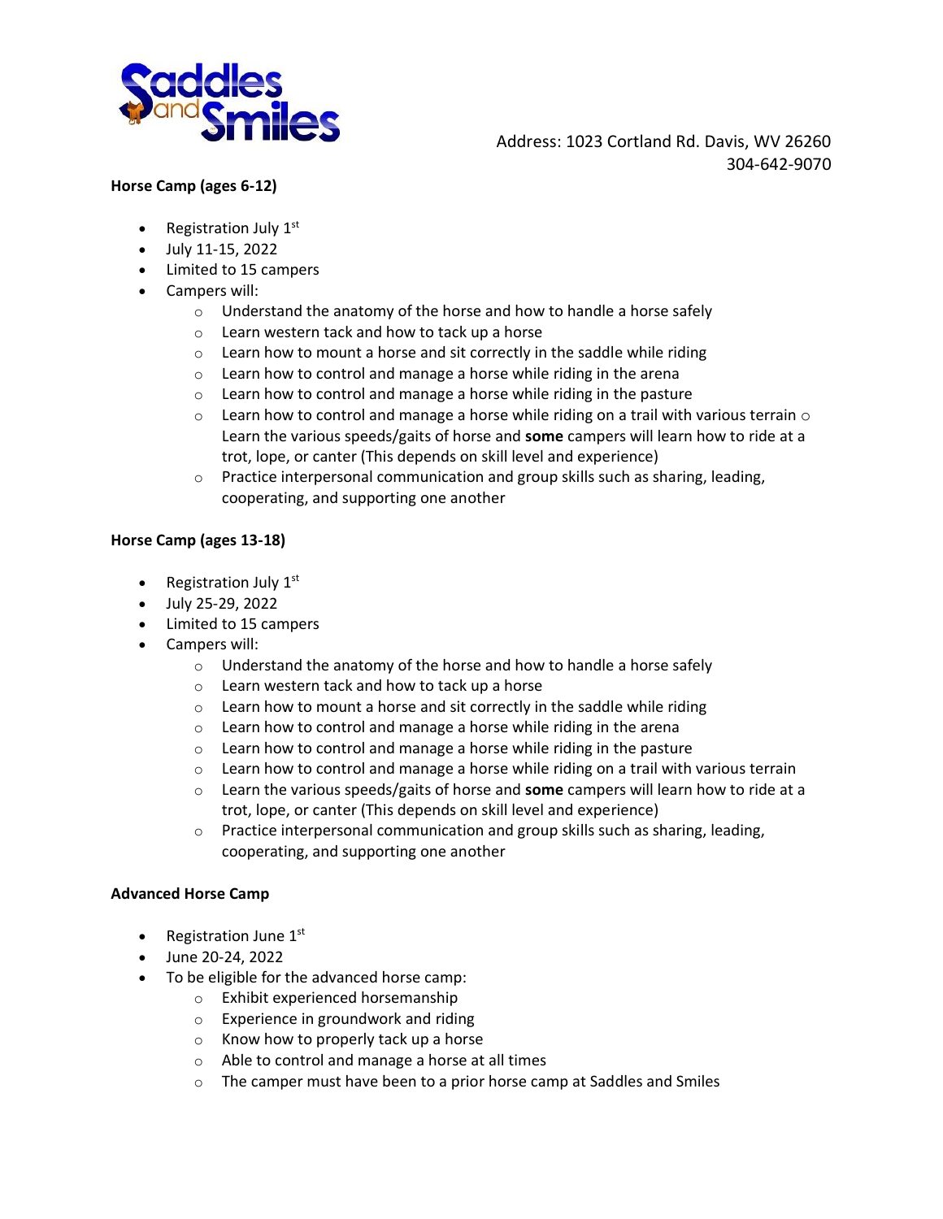Saddles and Smiles

Address: 1023 Cortland Rd. Davis, WV 26260
304-642-9070

**Horse Camp (ages 6-12)**

- Registration July 1st
- July 11-15, 2022
- Limited to 15 campers
- Campers will:
    - Understand the anatomy of the horse and how to handle a horse safely
    - Learn western tack and how to tack up a horse
    - Learn how to mount a horse and sit correctly in the saddle while riding
    - Learn how to control and manage a horse while riding in the arena
    - Learn how to control and manage a horse while riding in the pasture
    - Learn how to control and manage a horse while riding on a trail with various terrain
    - Learn the various speeds/gaits of horse and **some** campers will learn how to ride at a trot, lope, or canter (This depends on skill level and experience)
    - Practice interpersonal communication and group skills such as sharing, leading, cooperating, and supporting one another

**Horse Camp (ages 13-18)**

- Registration July 1st
- July 25-29, 2022
- Limited to 15 campers
- Campers will:
    - Understand the anatomy of the horse and how to handle a horse safely
    - Learn western tack and how to tack up a horse
    - Learn how to mount a horse and sit correctly in the saddle while riding
    - Learn how to control and manage a horse while riding in the arena
    - Learn how to control and manage a horse while riding in the pasture
    - Learn how to control and manage a horse while riding on a trail with various terrain
    - Learn the various speeds/gaits of horse and **some** campers will learn how to ride at a trot, lope, or canter (This depends on skill level and experience)
    - Practice interpersonal communication and group skills such as sharing, leading, cooperating, and supporting one another

**Advanced Horse Camp**

- Registration June 1st
- June 20-24, 2022
- To be eligible for the advanced horse camp:
    - Exhibit experienced horsemanship
    - Experience in groundwork and riding
    - Know how to properly tack up a horse
    - Able to control and manage a horse at all times
    - The camper must have been to a prior horse camp at Saddles and Smiles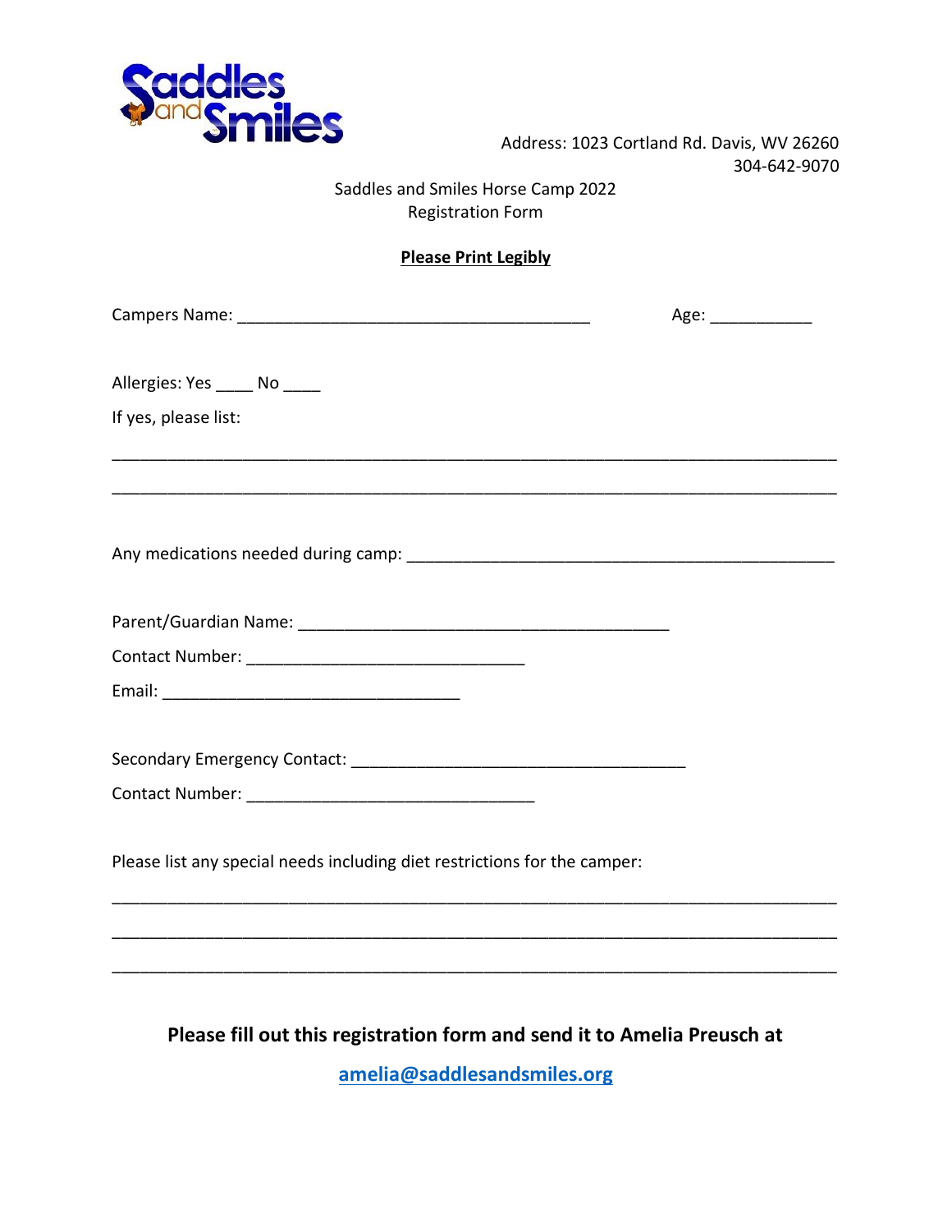Saddles and Smiles

Address: 1023 Cortland Rd. Davis, WV 26260
304-642-9070

Saddles and Smiles Horse Camp 2022
Registration Form

**Please Print Legibly**

Campers Name: ______________________________________ Age: ___________

Allergies: Yes ____ No ____

If yes, please list:

_____________________________________________________________________________

_____________________________________________________________________________

Any medications needed during camp: _______________________________________________

Parent/Guardian Name: ________________________________________

Contact Number: ______________________________

Email: ________________________________

Secondary Emergency Contact: ____________________________________

Contact Number: _______________________________

Please list any special needs including diet restrictions for the camper:

_____________________________________________________________________________

_____________________________________________________________________________

_____________________________________________________________________________

**Please fill out this registration form and send it to Amelia Preusch at**

**amelia@saddlesandsmiles.org**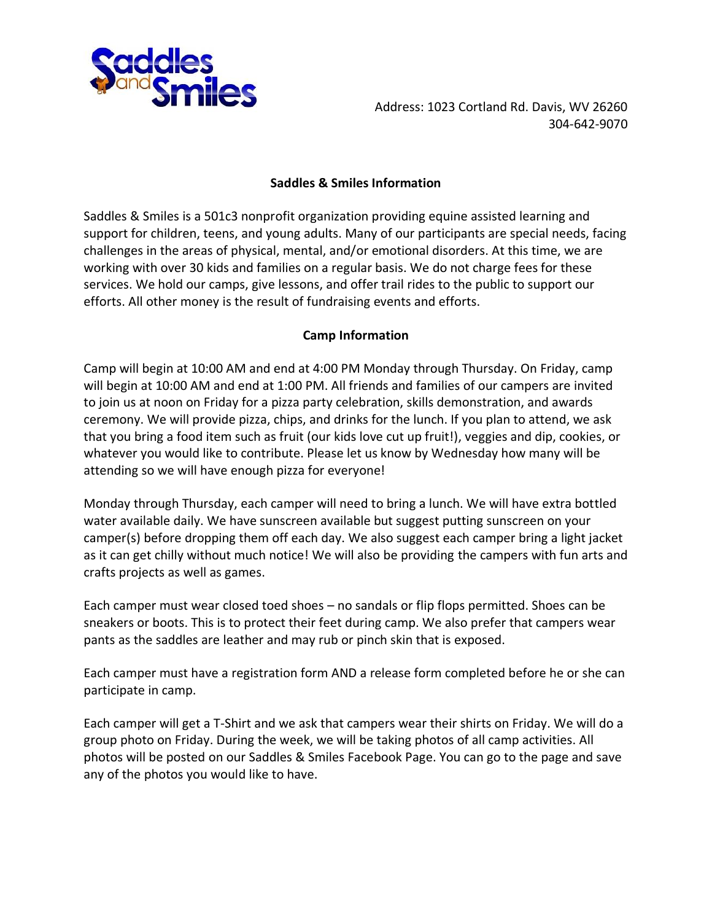Address: 1023 Cortland Rd. Davis, WV 26260
304-642-9070

## Saddles & Smiles Information

Saddles & Smiles is a 501c3 nonprofit organization providing equine assisted learning and support for children, teens, and young adults. Many of our participants are special needs, facing challenges in the areas of physical, mental, and/or emotional disorders. At this time, we are working with over 30 kids and families on a regular basis. We do not charge fees for these services. We hold our camps, give lessons, and offer trail rides to the public to support our efforts. All other money is the result of fundraising events and efforts.

## Camp Information

Camp will begin at 10:00 AM and end at 4:00 PM Monday through Thursday. On Friday, camp will begin at 10:00 AM and end at 1:00 PM. All friends and families of our campers are invited to join us at noon on Friday for a pizza party celebration, skills demonstration, and awards ceremony. We will provide pizza, chips, and drinks for the lunch. If you plan to attend, we ask that you bring a food item such as fruit (our kids love cut up fruit!), veggies and dip, cookies, or whatever you would like to contribute. Please let us know by Wednesday how many will be attending so we will have enough pizza for everyone!

Monday through Thursday, each camper will need to bring a lunch. We will have extra bottled water available daily. We have sunscreen available but suggest putting sunscreen on your camper(s) before dropping them off each day. We also suggest each camper bring a light jacket as it can get chilly without much notice! We will also be providing the campers with fun arts and crafts projects as well as games.

Each camper must wear closed toed shoes – no sandals or flip flops permitted. Shoes can be sneakers or boots. This is to protect their feet during camp. We also prefer that campers wear pants as the saddles are leather and may rub or pinch skin that is exposed.

Each camper must have a registration form AND a release form completed before he or she can participate in camp.

Each camper will get a T-Shirt and we ask that campers wear their shirts on Friday. We will do a group photo on Friday. During the week, we will be taking photos of all camp activities. All photos will be posted on our Saddles & Smiles Facebook Page. You can go to the page and save any of the photos you would like to have.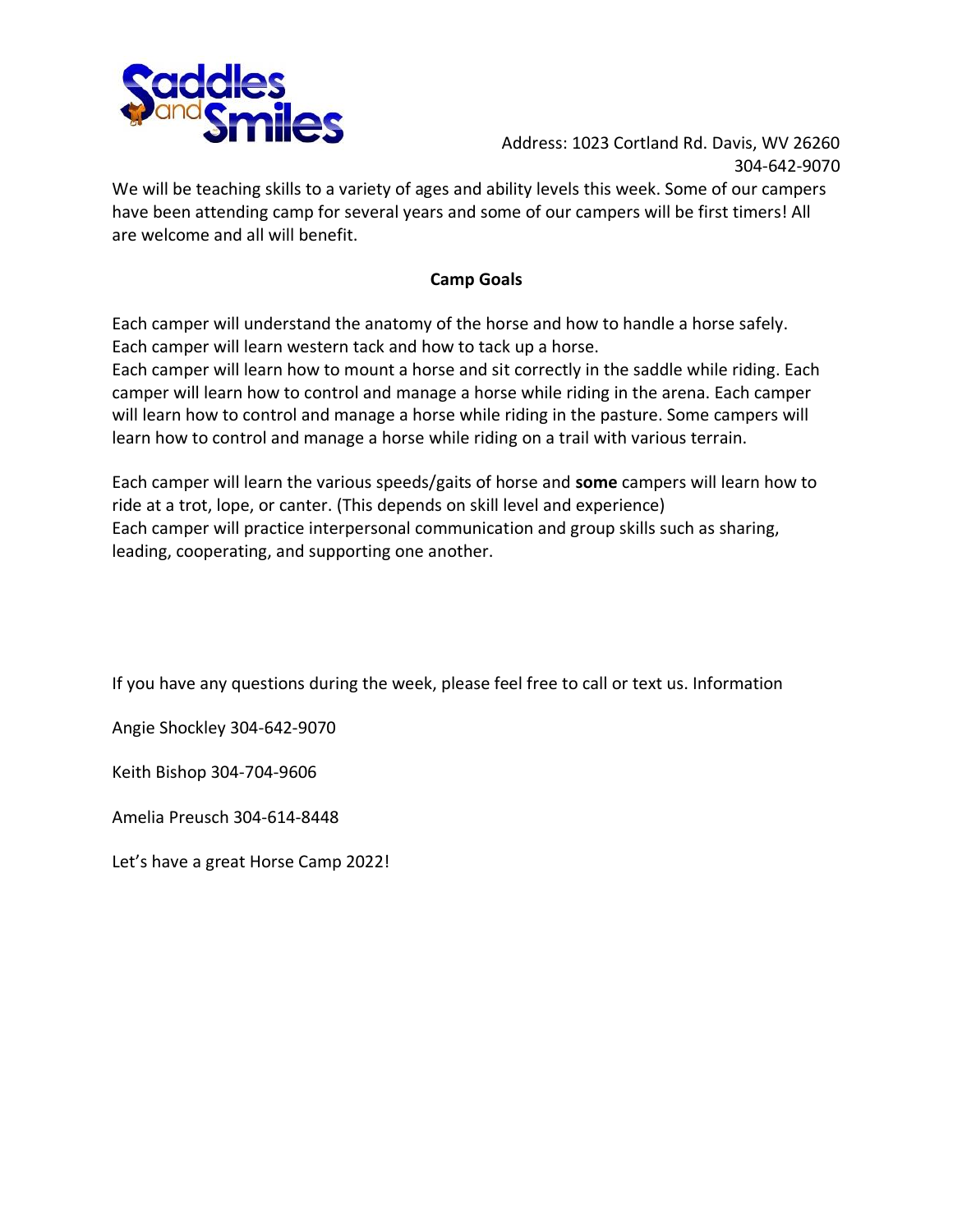Saddles and Smiles

Address: 1023 Cortland Rd. Davis, WV 26260
304-642-9070

We will be teaching skills to a variety of ages and ability levels this week. Some of our campers have been attending camp for several years and some of our campers will be first timers! All are welcome and all will benefit.

**Camp Goals**

Each camper will understand the anatomy of the horse and how to handle a horse safely. Each camper will learn western tack and how to tack up a horse.
Each camper will learn how to mount a horse and sit correctly in the saddle while riding. Each camper will learn how to control and manage a horse while riding in the arena. Each camper will learn how to control and manage a horse while riding in the pasture. Some campers will learn how to control and manage a horse while riding on a trail with various terrain.

Each camper will learn the various speeds/gaits of horse and **some** campers will learn how to ride at a trot, lope, or canter. (This depends on skill level and experience)
Each camper will practice interpersonal communication and group skills such as sharing, leading, cooperating, and supporting one another.

If you have any questions during the week, please feel free to call or text us. Information

Angie Shockley 304-642-9070

Keith Bishop 304-704-9606

Amelia Preusch 304-614-8448

Let's have a great Horse Camp 2022!